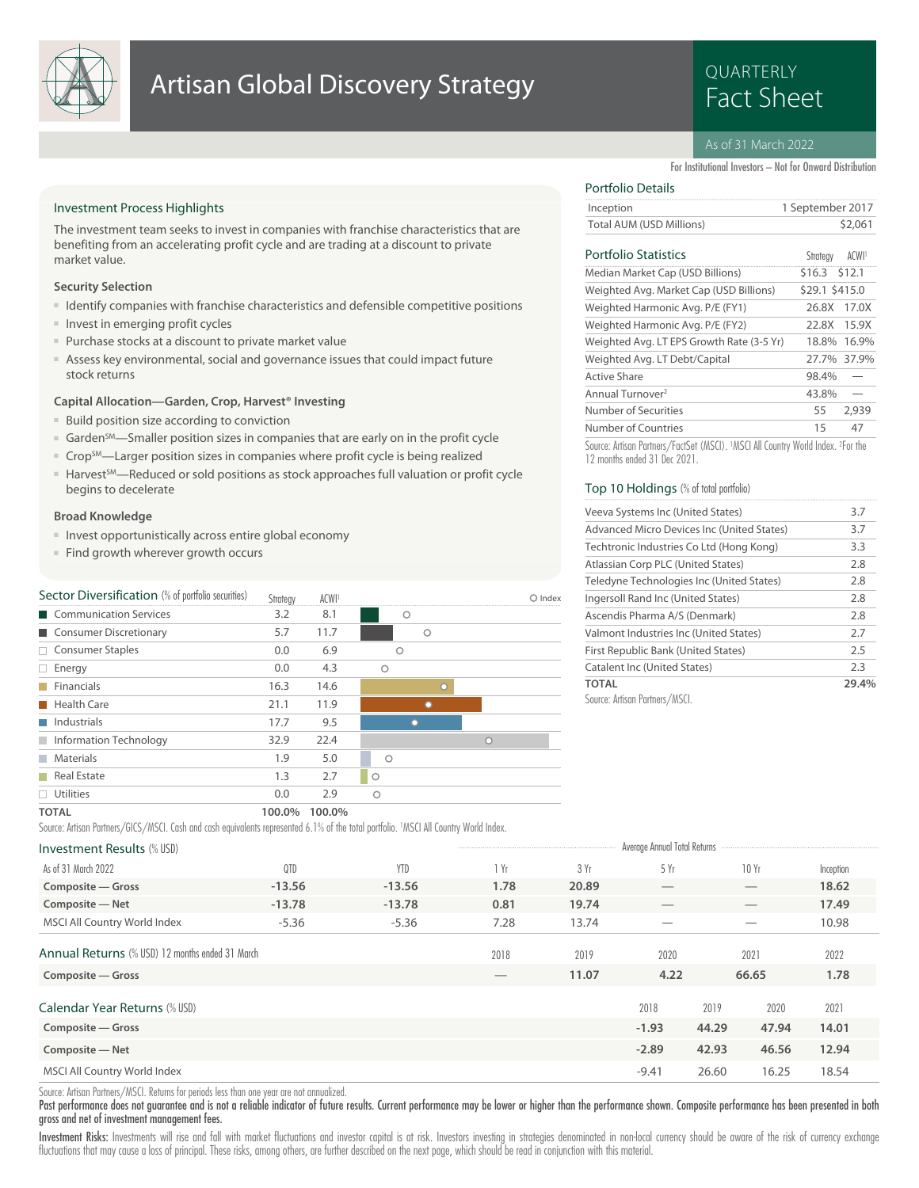# Artisan Global Discovery Strategy

QUARTERLY Fact Sheet

As of 31 March 2022

For Institutional Investors – Not for Onward Distribution

## Investment Process Highlights

The investment team seeks to invest in companies with franchise characteristics that are benefiting from an accelerating profit cycle and are trading at a discount to private market value.

### Security Selection

- Identify companies with franchise characteristics and defensible competitive positions
- Invest in emerging profit cycles
- Purchase stocks at a discount to private market value
- Assess key environmental, social and governance issues that could impact future stock returns

### Capital Allocation—Garden, Crop, Harvest® Investing

- Build position size according to conviction
- Garden℠—Smaller position sizes in companies that are early on in the profit cycle
- Crop℠—Larger position sizes in companies where profit cycle is being realized
- Harvest℠—Reduced or sold positions as stock approaches full valuation or profit cycle begins to decelerate

### Broad Knowledge

- Invest opportunistically across entire global economy
- Find growth wherever growth occurs

## Portfolio Details

| | |
|---|---|
| Inception | 1 September 2017 |
| Total AUM (USD Millions) | $2,061 |

## Portfolio Statistics

| | Strategy | ACWI[1] |
|---|---|---|
| Median Market Cap (USD Billions) | $16.3 | $12.1 |
| Weighted Avg. Market Cap (USD Billions) | $29.1 | $415.0 |
| Weighted Harmonic Avg. P/E (FY1) | 26.8X | 17.0X |
| Weighted Harmonic Avg. P/E (FY2) | 22.8X | 15.9X |
| Weighted Avg. LT EPS Growth Rate (3-5 Yr) | 18.8% | 16.9% |
| Weighted Avg. LT Debt/Capital | 27.7% | 37.9% |
| Active Share | 98.4% | — |
| Annual Turnover[2] | 43.8% | — |
| Number of Securities | 55 | 2,939 |
| Number of Countries | 15 | 47 |

Source: Artisan Partners/FactSet (MSCI). [1]MSCI All Country World Index. [2]For the 12 months ended 31 Dec 2021.

## Top 10 Holdings (% of total portfolio)

| | |
|---|---|
| Veeva Systems Inc (United States) | 3.7 |
| Advanced Micro Devices Inc (United States) | 3.7 |
| Techtronic Industries Co Ltd (Hong Kong) | 3.3 |
| Atlassian Corp PLC (United States) | 2.8 |
| Teledyne Technologies Inc (United States) | 2.8 |
| Ingersoll Rand Inc (United States) | 2.8 |
| Ascendis Pharma A/S (Denmark) | 2.8 |
| Valmont Industries Inc (United States) | 2.7 |
| First Republic Bank (United States) | 2.5 |
| Catalent Inc (United States) | 2.3 |
| **TOTAL** | **29.4%** |

Source: Artisan Partners/MSCI.

## Sector Diversification (% of portfolio securities)

| | Strategy | ACWI[1] |
|---|---|---|
| Communication Services | 3.2 | 8.1 |
| Consumer Discretionary | 5.7 | 11.7 |
| Consumer Staples | 0.0 | 6.9 |
| Energy | 0.0 | 4.3 |
| Financials | 16.3 | 14.6 |
| Health Care | 21.1 | 11.9 |
| Industrials | 17.7 | 9.5 |
| Information Technology | 32.9 | 22.4 |
| Materials | 1.9 | 5.0 |
| Real Estate | 1.3 | 2.7 |
| Utilities | 0.0 | 2.9 |
| **TOTAL** | **100.0%** | **100.0%** |

Source: Artisan Partners/GICS/MSCI. Cash and cash equivalents represented 6.1% of the total portfolio. [1]MSCI All Country World Index.

## Investment Results (% USD)

| As of 31 March 2022 | QTD | YTD | 1 Yr | 3 Yr | 5 Yr | 10 Yr | Inception |
|---|---|---|---|---|---|---|---|
| | | | Average Annual Total Returns | | | | |
| **Composite — Gross** | **-13.56** | **-13.56** | **1.78** | **20.89** | — | — | **18.62** |
| **Composite — Net** | **-13.78** | **-13.78** | **0.81** | **19.74** | — | — | **17.49** |
| MSCI All Country World Index | -5.36 | -5.36 | 7.28 | 13.74 | — | — | 10.98 |

## Annual Returns (% USD) 12 months ended 31 March

| | 2018 | 2019 | 2020 | 2021 | 2022 |
|---|---|---|---|---|---|
| **Composite — Gross** | — | **11.07** | **4.22** | **66.65** | **1.78** |

## Calendar Year Returns (% USD)

| | 2018 | 2019 | 2020 | 2021 |
|---|---|---|---|---|
| **Composite — Gross** | **-1.93** | **44.29** | **47.94** | **14.01** |
| **Composite — Net** | **-2.89** | **42.93** | **46.56** | **12.94** |
| MSCI All Country World Index | -9.41 | 26.60 | 16.25 | 18.54 |

Source: Artisan Partners/MSCI. Returns for periods less than one year are not annualized.

**Past performance does not guarantee and is not a reliable indicator of future results. Current performance may be lower or higher than the performance shown. Composite performance has been presented in both gross and net of investment management fees.**

**Investment Risks:** Investments will rise and fall with market fluctuations and investor capital is at risk. Investors investing in strategies denominated in non-local currency should be aware of the risk of currency exchange fluctuations that may cause a loss of principal. These risks, among others, are further described on the next page, which should be read in conjunction with this material.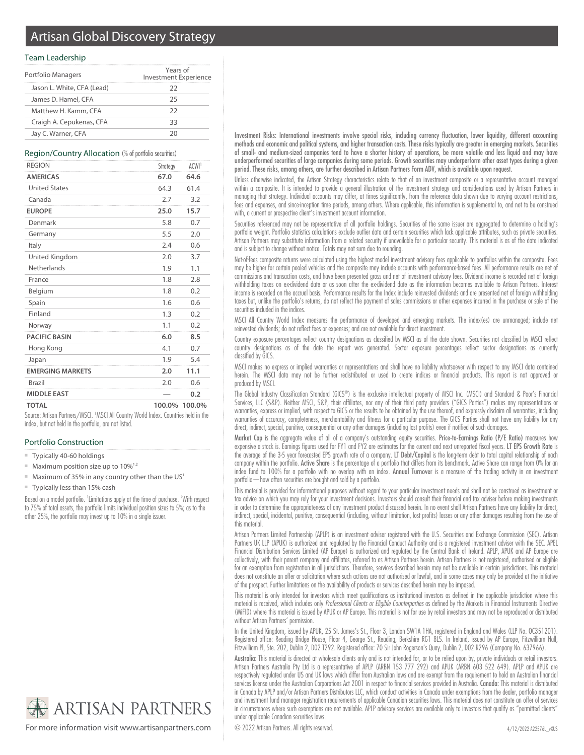# Artisan Global Discovery Strategy

## Team Leadership

| Portfolio Managers | Years of Investment Experience |
|---|---|
| Jason L. White, CFA (Lead) | 22 |
| James D. Hamel, CFA | 25 |
| Matthew H. Kamm, CFA | 22 |
| Craigh A. Cepukenas, CFA | 33 |
| Jay C. Warner, CFA | 20 |

## Region/Country Allocation (% of portfolio securities)

| REGION | Strategy | ACWI[1] |
|---|---|---|
| **AMERICAS** | **67.0** | **64.6** |
| United States | 64.3 | 61.4 |
| Canada | 2.7 | 3.2 |
| **EUROPE** | **25.0** | **15.7** |
| Denmark | 5.8 | 0.7 |
| Germany | 5.5 | 2.0 |
| Italy | 2.4 | 0.6 |
| United Kingdom | 2.0 | 3.7 |
| Netherlands | 1.9 | 1.1 |
| France | 1.8 | 2.8 |
| Belgium | 1.8 | 0.2 |
| Spain | 1.6 | 0.6 |
| Finland | 1.3 | 0.2 |
| Norway | 1.1 | 0.2 |
| **PACIFIC BASIN** | **6.0** | **8.5** |
| Hong Kong | 4.1 | 0.7 |
| Japan | 1.9 | 5.4 |
| **EMERGING MARKETS** | **2.0** | **11.1** |
| Brazil | 2.0 | 0.6 |
| **MIDDLE EAST** | **—** | **0.2** |
| **TOTAL** | **100.0%** | **100.0%** |

Source: Artisan Partners/MSCI. [1]MSCI All Country World Index. Countries held in the index, but not held in the portfolio, are not listed.

## Portfolio Construction

- Typically 40-60 holdings
- Maximum position size up to 10%[1,2]
- Maximum of 35% in any country other than the US[1]
- Typically less than 15% cash

Based on a model portfolio. [1]Limitations apply at the time of purchase. [2]With respect to 75% of total assets, the portfolio limits individual position sizes to 5%; as to the other 25%, the portfolio may invest up to 10% in a single issuer.

For more information visit www.artisanpartners.com

**Investment Risks: International investments involve special risks, including currency fluctuation, lower liquidity, different accounting methods and economic and political systems, and higher transaction costs. These risks typically are greater in emerging markets. Securities of small- and medium-sized companies tend to have a shorter history of operations, be more volatile and less liquid and may have underperformed securities of large companies during some periods. Growth securities may underperform other asset types during a given period. These risks, among others, are further described in Artisan Partners Form ADV, which is available upon request.**

Unless otherwise indicated, the Artisan Strategy characteristics relate to that of an investment composite or a representative account managed within a composite. It is intended to provide a general illustration of the investment strategy and considerations used by Artisan Partners in managing that strategy. Individual accounts may differ, at times significantly, from the reference data shown due to varying account restrictions, fees and expenses, and since-inception time periods, among others. Where applicable, this information is supplemental to, and not to be construed with, a current or prospective client's investment account information.

Securities referenced may not be representative of all portfolio holdings. Securities of the same issuer are aggregated to determine a holding's portfolio weight. Portfolio statistics calculations exclude outlier data and certain securities which lack applicable attributes, such as private securities. Artisan Partners may substitute information from a related security if unavailable for a particular security. This material is as of the date indicated and is subject to change without notice. Totals may not sum due to rounding.

Net-of-fees composite returns were calculated using the highest model investment advisory fees applicable to portfolios within the composite. Fees may be higher for certain pooled vehicles and the composite may include accounts with performance-based fees. All performance results are net of commissions and transaction costs, and have been presented gross and net of investment advisory fees. Dividend income is recorded net of foreign withholding taxes on ex-dividend date or as soon after the ex-dividend date as the information becomes available to Artisan Partners. Interest income is recorded on the accrual basis. Performance results for the Index include reinvested dividends and are presented net of foreign withholding taxes but, unlike the portfolio's returns, do not reflect the payment of sales commissions or other expenses incurred in the purchase or sale of the securities included in the indices.

MSCI All Country World Index measures the performance of developed and emerging markets. The index(es) are unmanaged; include net reinvested dividends; do not reflect fees or expenses; and are not available for direct investment.

Country exposure percentages reflect country designations as classified by MSCI as of the date shown. Securities not classified by MSCI reflect country designations as of the date the report was generated. Sector exposure percentages reflect sector designations as currently classified by GICS.

MSCI makes no express or implied warranties or representations and shall have no liability whatsoever with respect to any MSCI data contained herein. The MSCI data may not be further redistributed or used to create indices or financial products. This report is not approved or produced by MSCI.

The Global Industry Classification Standard (GICS®) is the exclusive intellectual property of MSCI Inc. (MSCI) and Standard & Poor's Financial Services, LLC (S&P). Neither MSCI, S&P, their affiliates, nor any of their third party providers ("GICS Parties") makes any representations or warranties, express or implied, with respect to GICS or the results to be obtained by the use thereof, and expressly disclaim all warranties, including warranties of accuracy, completeness, merchantability and fitness for a particular purpose. The GICS Parties shall not have any liability for any direct, indirect, special, punitive, consequential or any other damages (including lost profits) even if notified of such damages.

**Market Cap** is the aggregate value of all of a company's outstanding equity securities. **Price-to-Earnings Ratio (P/E Ratio)** measures how expensive a stock is. Earnings figures used for FY1 and FY2 are estimates for the current and next unreported fiscal years. **LT EPS Growth Rate** is the average of the 3-5 year forecasted EPS growth rate of a company. **LT Debt/Capital** is the long-term debt to total capital relationship of each company within the portfolio. **Active Share** is the percentage of a portfolio that differs from its benchmark. Active Share can range from 0% for an index fund to 100% for a portfolio with no overlap with an index. **Annual Turnover** is a measure of the trading activity in an investment portfolio—how often securities are bought and sold by a portfolio.

This material is provided for informational purposes without regard to your particular investment needs and shall not be construed as investment or tax advice on which you may rely for your investment decisions. Investors should consult their financial and tax adviser before making investments in order to determine the appropriateness of any investment product discussed herein. In no event shall Artisan Partners have any liability for direct, indirect, special, incidental, punitive, consequential (including, without limitation, lost profits) losses or any other damages resulting from the use of this material.

Artisan Partners Limited Partnership (APLP) is an investment adviser registered with the U.S. Securities and Exchange Commission (SEC). Artisan Partners UK LLP (APUK) is authorized and regulated by the Financial Conduct Authority and is a registered investment adviser with the SEC. APEL Financial Distribution Services Limited (AP Europe) is authorized and regulated by the Central Bank of Ireland. APLP, APUK and AP Europe are collectively, with their parent company and affiliates, referred to as Artisan Partners herein. Artisan Partners is not registered, authorised or eligible for an exemption from registration in all jurisdictions. Therefore, services described herein may not be available in certain jurisdictions. This material does not constitute an offer or solicitation where such actions are not authorised or lawful, and in some cases may only be provided at the initiative of the prospect. Further limitations on the availability of products or services described herein may be imposed.

This material is only intended for investors which meet qualifications as institutional investors as defined in the applicable jurisdiction where this material is received, which includes only *Professional Clients or Eligible Counterparties* as defined by the Markets in Financial Instruments Directive (MiFID) where this material is issued by APUK or AP Europe. This material is not for use by retail investors and may not be reproduced or distributed without Artisan Partners' permission.

In the United Kingdom, issued by APUK, 25 St. James's St., Floor 3, London SW1A 1HA, registered in England and Wales (LLP No. OC351201). Registered office: Reading Bridge House, Floor 4, George St., Reading, Berkshire RG1 8LS. In Ireland, issued by AP Europe, Fitzwilliam Hall, Fitzwilliam Pl, Ste. 202, Dublin 2, D02 T292. Registered office: 70 Sir John Rogerson's Quay, Dublin 2, D02 R296 (Company No. 637966).

**Australia:** This material is directed at wholesale clients only and is not intended for, or to be relied upon by, private individuals or retail investors. Artisan Partners Australia Pty Ltd is a representative of APLP (ARBN 153 777 292) and APUK (ARBN 603 522 649). APLP and APUK are respectively regulated under US and UK laws which differ from Australian laws and are exempt from the requirement to hold an Australian financial services license under the Australian Corporations Act 2001 in respect to financial services provided in Australia. **Canada:** This material is distributed in Canada by APLP and/or Artisan Partners Distributors LLC, which conduct activities in Canada under exemptions from the dealer, portfolio manager and investment fund manager registration requirements of applicable Canadian securities laws. This material does not constitute an offer of services in circumstances where such exemptions are not available. APLP advisory services are available only to investors that qualify as "permitted clients" under applicable Canadian securities laws.

© 2022 Artisan Partners. All rights reserved.

4/12/2022 A22576L_vXUS